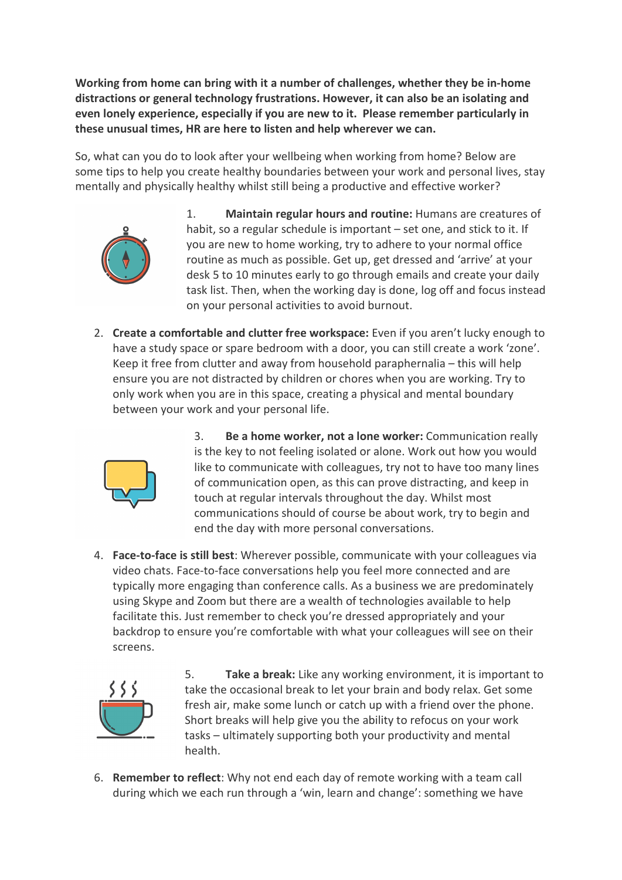**Working from home can bring with it a number of challenges, whether they be in-home distractions or general technology frustrations. However, it can also be an isolating and even lonely experience, especially if you are new to it. Please remember particularly in these unusual times, HR are here to listen and help wherever we can.**

So, what can you do to look after your wellbeing when working from home? Below are some tips to help you create healthy boundaries between your work and personal lives, stay mentally and physically healthy whilst still being a productive and effective worker?

1. **Maintain regular hours and routine:** Humans are creatures of habit, so a regular schedule is important – set one, and stick to it. If you are new to home working, try to adhere to your normal office routine as much as possible. Get up, get dressed and 'arrive' at your desk 5 to 10 minutes early to go through emails and create your daily task list. Then, when the working day is done, log off and focus instead on your personal activities to avoid burnout.

2. **Create a comfortable and clutter free workspace:** Even if you aren't lucky enough to have a study space or spare bedroom with a door, you can still create a work 'zone'. Keep it free from clutter and away from household paraphernalia – this will help ensure you are not distracted by children or chores when you are working. Try to only work when you are in this space, creating a physical and mental boundary between your work and your personal life.

3. **Be a home worker, not a lone worker:** Communication really is the key to not feeling isolated or alone. Work out how you would like to communicate with colleagues, try not to have too many lines of communication open, as this can prove distracting, and keep in touch at regular intervals throughout the day. Whilst most communications should of course be about work, try to begin and end the day with more personal conversations.

4. **Face-to-face is still best**: Wherever possible, communicate with your colleagues via video chats. Face-to-face conversations help you feel more connected and are typically more engaging than conference calls. As a business we are predominately using Skype and Zoom but there are a wealth of technologies available to help facilitate this. Just remember to check you're dressed appropriately and your backdrop to ensure you're comfortable with what your colleagues will see on their screens.

5. **Take a break:** Like any working environment, it is important to take the occasional break to let your brain and body relax. Get some fresh air, make some lunch or catch up with a friend over the phone. Short breaks will help give you the ability to refocus on your work tasks – ultimately supporting both your productivity and mental health.

6. **Remember to reflect**: Why not end each day of remote working with a team call during which we each run through a 'win, learn and change': something we have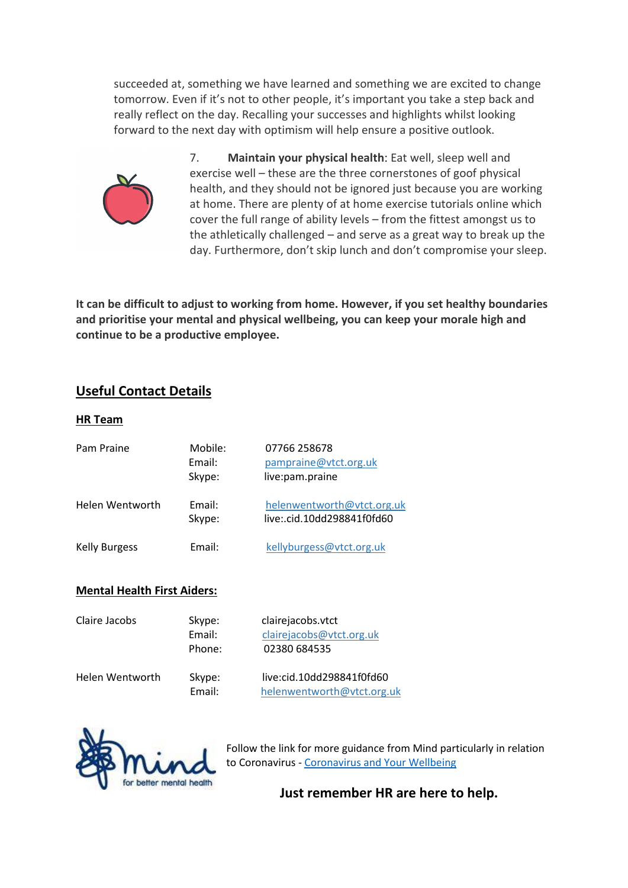succeeded at, something we have learned and something we are excited to change tomorrow. Even if it's not to other people, it's important you take a step back and really reflect on the day. Recalling your successes and highlights whilst looking forward to the next day with optimism will help ensure a positive outlook.

7. **Maintain your physical health**: Eat well, sleep well and exercise well – these are the three cornerstones of goof physical health, and they should not be ignored just because you are working at home. There are plenty of at home exercise tutorials online which cover the full range of ability levels – from the fittest amongst us to the athletically challenged – and serve as a great way to break up the day. Furthermore, don't skip lunch and don't compromise your sleep.

**It can be difficult to adjust to working from home. However, if you set healthy boundaries and prioritise your mental and physical wellbeing, you can keep your morale high and continue to be a productive employee.**

## Useful Contact Details

### HR Team

| | | |
|---|---|---|
| Pam Praine | Mobile: | 07766 258678 |
| | Email: | pampraine@vtct.org.uk |
| | Skype: | live:pam.praine |
| Helen Wentworth | Email: | helenwentworth@vtct.org.uk |
| | Skype: | live:.cid.10dd298841f0fd60 |
| Kelly Burgess | Email: | kellyburgess@vtct.org.uk |

### Mental Health First Aiders:

| | | |
|---|---|---|
| Claire Jacobs | Skype: | clairejacobs.vtct |
| | Email: | clairejacobs@vtct.org.uk |
| | Phone: | 02380 684535 |
| Helen Wentworth | Skype: | live:cid.10dd298841f0fd60 |
| | Email: | helenwentworth@vtct.org.uk |

Follow the link for more guidance from Mind particularly in relation to Coronavirus - Coronavirus and Your Wellbeing

**Just remember HR are here to help.**